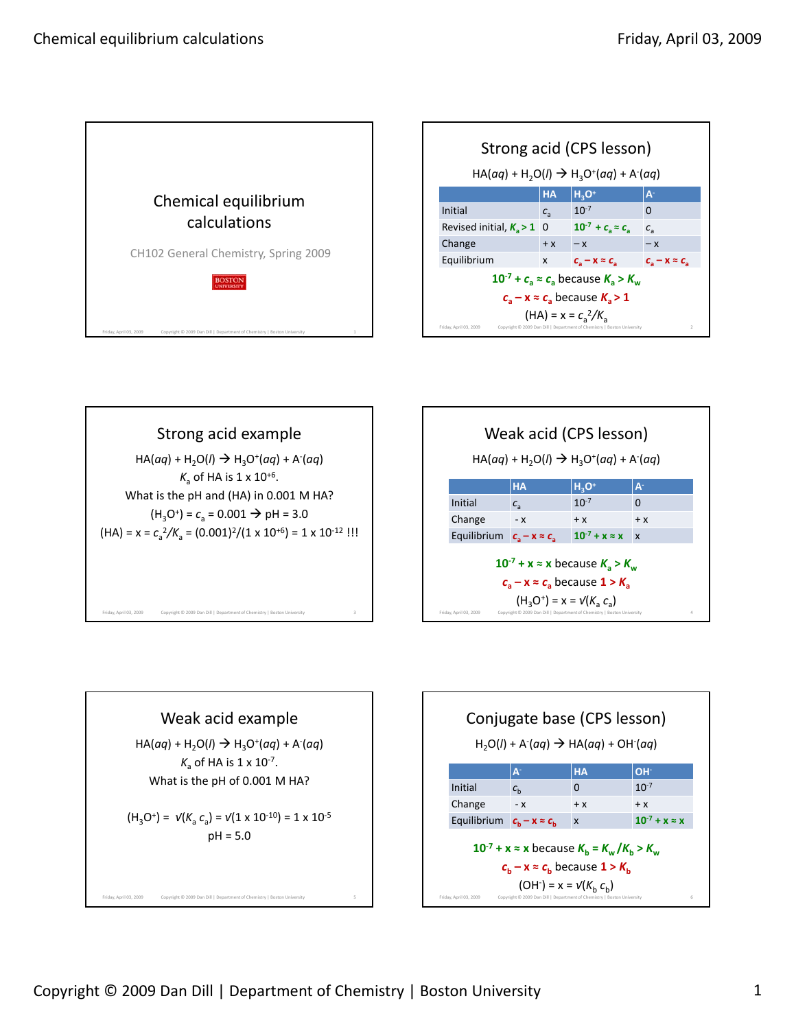## Chemical equilibrium calculations

CH102 General Chemistry, Spring 2009

## Strong acid (CPS lesson)

$HA(aq) + H_2O(l) \rightarrow H_3O^+(aq) + A^-(aq)$

| | HA | $H_3O^+$ | $A^-$ |
|---|---|---|---|
| Initial | $c_a$ | $10^{-7}$ | 0 |
| Revised initial, $K_a > 1$ | 0 | $10^{-7} + c_a \approx c_a$ | $c_a$ |
| Change | + x | − x | − x |
| Equilibrium | x | $c_a - x \approx c_a$ | $c_a - x \approx c_a$ |

$10^{-7} + c_a \approx c_a$ because $K_a > K_w$

$c_a - x \approx c_a$ because $K_a > 1$

$(HA) = x = c_a^2/K_a$

## Strong acid example

$HA(aq) + H_2O(l) \rightarrow H_3O^+(aq) + A^-(aq)$

$K_a$ of HA is $1 \times 10^{+6}$.

What is the pH and (HA) in 0.001 M HA?

$(H_3O^+) = c_a = 0.001 \rightarrow pH = 3.0$

$(HA) = x = c_a^2/K_a = (0.001)^2/(1 \times 10^{+6}) = 1 \times 10^{-12}$ !!!

## Weak acid (CPS lesson)

$HA(aq) + H_2O(l) \rightarrow H_3O^+(aq) + A^-(aq)$

| | HA | $H_3O^+$ | $A^-$ |
|---|---|---|---|
| Initial | $c_a$ | $10^{-7}$ | 0 |
| Change | - x | + x | + x |
| Equilibrium | $c_a - x \approx c_a$ | $10^{-7} + x \approx x$ | x |

$10^{-7} + x \approx x$ because $K_a > K_w$

$c_a - x \approx c_a$ because $1 > K_a$

$(H_3O^+) = x = \sqrt{K_a c_a}$

## Weak acid example

$HA(aq) + H_2O(l) \rightarrow H_3O^+(aq) + A^-(aq)$

$K_a$ of HA is $1 \times 10^{-7}$.

What is the pH of 0.001 M HA?

$(H_3O^+) = \sqrt{K_a c_a} = \sqrt{1 \times 10^{-10}} = 1 \times 10^{-5}$

pH = 5.0

## Conjugate base (CPS lesson)

$H_2O(l) + A^-(aq) \rightarrow HA(aq) + OH^-(aq)$

| | $A^-$ | HA | $OH^-$ |
|---|---|---|---|
| Initial | $c_b$ | 0 | $10^{-7}$ |
| Change | - x | + x | + x |
| Equilibrium | $c_b - x \approx c_b$ | x | $10^{-7} + x \approx x$ |

$10^{-7} + x \approx x$ because $K_b = K_w/K_b > K_w$

$c_b - x \approx c_b$ because $1 > K_b$

$(OH^-) = x = \sqrt{K_b c_b}$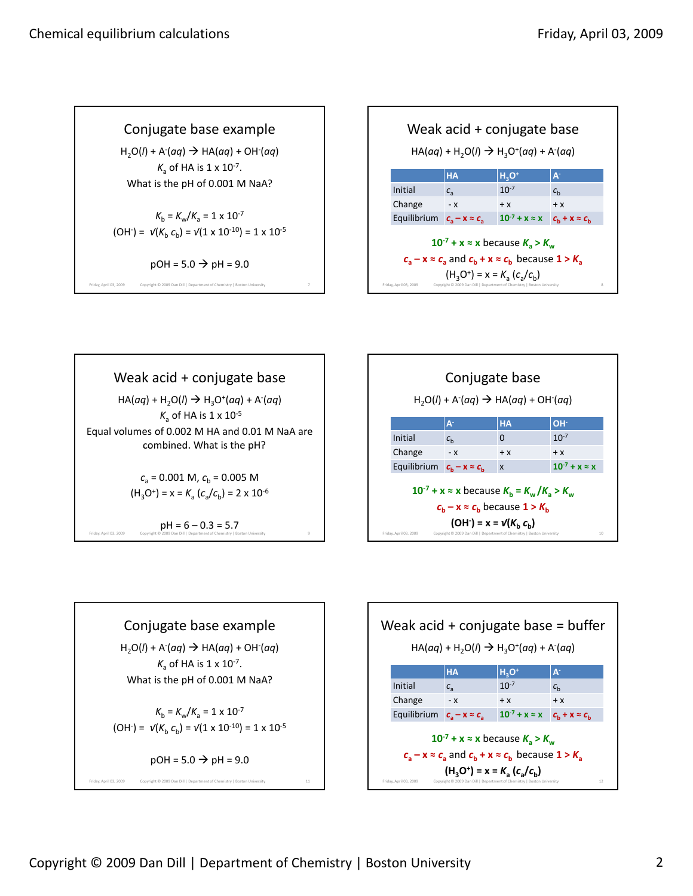## Conjugate base example

$H_2O(l) + A^-(aq) \rightarrow HA(aq) + OH^-(aq)$

$K_a$ of HA is $1 \times 10^{-7}$.

What is the pH of 0.001 M NaA?

$K_b = K_w/K_a = 1 \times 10^{-7}$

$(OH^-) = \sqrt{(K_b\, c_b)} = \sqrt{(1 \times 10^{-10})} = 1 \times 10^{-5}$

pOH = 5.0 → pH = 9.0

## Weak acid + conjugate base

$HA(aq) + H_2O(l) \rightarrow H_3O^+(aq) + A^-(aq)$

| | HA | $H_3O^+$ | $A^-$ |
|---|---|---|---|
| Initial | $c_a$ | $10^{-7}$ | $c_b$ |
| Change | - x | + x | + x |
| Equilibrium | $c_a - x \approx c_a$ | $10^{-7} + x \approx x$ | $c_b + x \approx c_b$ |

$10^{-7} + x \approx x$ because $K_a > K_w$

$c_a - x \approx c_a$ and $c_b + x \approx c_b$ because $1 > K_a$

$(H_3O^+) = x = K_a\,(c_a/c_b)$

## Weak acid + conjugate base

$HA(aq) + H_2O(l) \rightarrow H_3O^+(aq) + A^-(aq)$

$K_a$ of HA is $1 \times 10^{-5}$

Equal volumes of 0.002 M HA and 0.01 M NaA are combined. What is the pH?

$c_a = 0.001$ M, $c_b = 0.005$ M

$(H_3O^+) = x = K_a\,(c_a/c_b) = 2 \times 10^{-6}$

pH = 6 – 0.3 = 5.7

## Conjugate base

$H_2O(l) + A^-(aq) \rightarrow HA(aq) + OH^-(aq)$

| | $A^-$ | HA | $OH^-$ |
|---|---|---|---|
| Initial | $c_b$ | 0 | $10^{-7}$ |
| Change | - x | + x | + x |
| Equilibrium | $c_b - x \approx c_b$ | x | $10^{-7} + x \approx x$ |

$10^{-7} + x \approx x$ because $K_b = K_w/K_a > K_w$

$c_b - x \approx c_b$ because $1 > K_b$

$(OH^-) = x = \sqrt{(K_b\, c_b)}$

## Conjugate base example

$H_2O(l) + A^-(aq) \rightarrow HA(aq) + OH^-(aq)$

$K_a$ of HA is $1 \times 10^{-7}$.

What is the pH of 0.001 M NaA?

$K_b = K_w/K_a = 1 \times 10^{-7}$

$(OH^-) = \sqrt{(K_b\, c_b)} = \sqrt{(1 \times 10^{-10})} = 1 \times 10^{-5}$

pOH = 5.0 → pH = 9.0

## Weak acid + conjugate base = buffer

$HA(aq) + H_2O(l) \rightarrow H_3O^+(aq) + A^-(aq)$

| | HA | $H_3O^+$ | $A^-$ |
|---|---|---|---|
| Initial | $c_a$ | $10^{-7}$ | $c_b$ |
| Change | - x | + x | + x |
| Equilibrium | $c_a - x \approx c_a$ | $10^{-7} + x \approx x$ | $c_b + x \approx c_b$ |

$10^{-7} + x \approx x$ because $K_a > K_w$

$c_a - x \approx c_a$ and $c_b + x \approx c_b$ because $1 > K_a$

$(H_3O^+) = x = K_a\,(c_a/c_b)$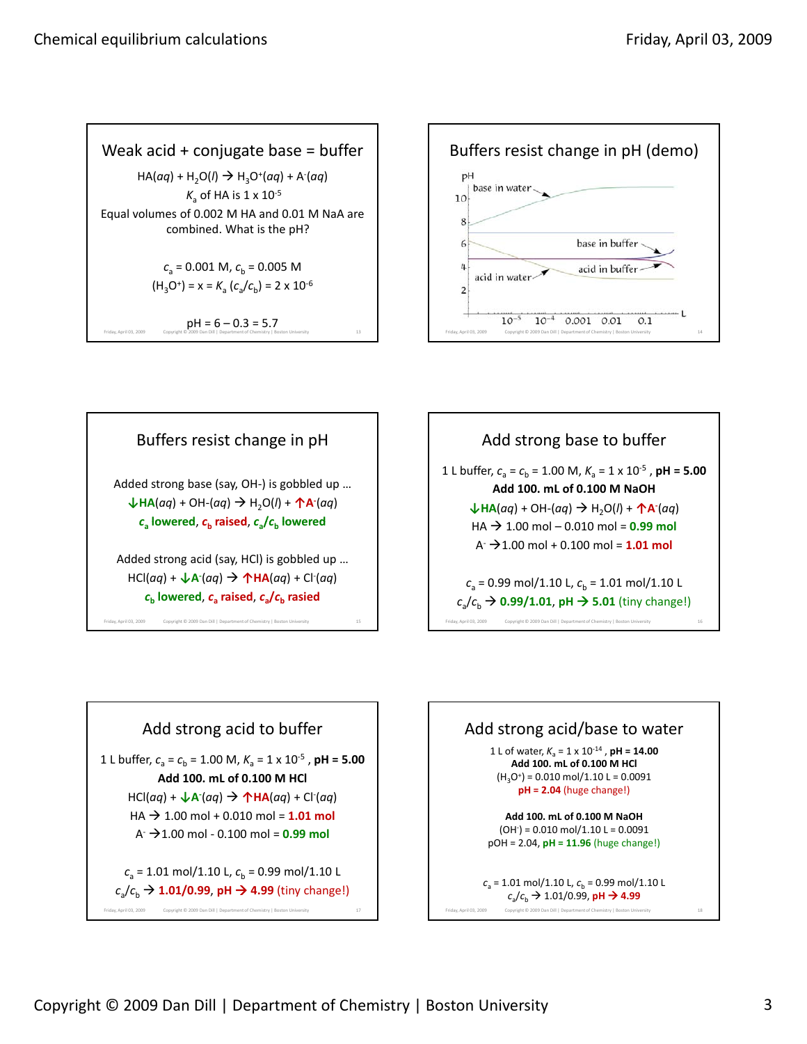## Weak acid + conjugate base = buffer

$HA(aq) + H_2O(l) \rightarrow H_3O^+(aq) + A^-(aq)$

$K_a$ of HA is $1 \times 10^{-5}$

Equal volumes of 0.002 M HA and 0.01 M NaA are combined. What is the pH?

$c_a = 0.001$ M, $c_b = 0.005$ M

$(H_3O^+) = x = K_a\,(c_a/c_b) = 2 \times 10^{-6}$

pH = 6 – 0.3 = 5.7

## Buffers resist change in pH (demo)

pH

10, 8, 6, 4, 2

base in water

base in buffer

acid in buffer

acid in water

$10^{-5}$ $10^{-4}$ 0.001 0.01 0.1 L

## Buffers resist change in pH

Added strong base (say, OH-) is gobbled up …

**↓HA**$(aq)$ + $OH^-(aq) \rightarrow H_2O(l)$ + **↑A**$^-(aq)$

**$c_a$ lowered, $c_b$ raised, $c_a/c_b$ lowered**

Added strong acid (say, HCl) is gobbled up …

$HCl(aq)$ + **↓A**$^-(aq) \rightarrow$ **↑HA**$(aq)$ + $Cl^-(aq)$

**$c_b$ lowered, $c_a$ raised, $c_a/c_b$ raised**

## Add strong base to buffer

1 L buffer, $c_a = c_b = 1.00$ M, $K_a = 1 \times 10^{-5}$, **pH = 5.00**

**Add 100. mL of 0.100 M NaOH**

**↓HA**$(aq)$ + $OH^-(aq) \rightarrow H_2O(l)$ + **↑A**$^-(aq)$

HA → 1.00 mol – 0.010 mol = **0.99 mol**

$A^-$ → 1.00 mol + 0.100 mol = **1.01 mol**

$c_a$ = 0.99 mol/1.10 L, $c_b$ = 1.01 mol/1.10 L

$c_a/c_b$ → **0.99/1.01**, **pH → 5.01** (tiny change!)

## Add strong acid to buffer

1 L buffer, $c_a = c_b = 1.00$ M, $K_a = 1 \times 10^{-5}$, **pH = 5.00**

**Add 100. mL of 0.100 M HCl**

$HCl(aq)$ + **↓A**$^-(aq) \rightarrow$ **↑HA**$(aq)$ + $Cl^-(aq)$

HA → 1.00 mol + 0.010 mol = **1.01 mol**

$A^-$ → 1.00 mol - 0.100 mol = **0.99 mol**

$c_a$ = 1.01 mol/1.10 L, $c_b$ = 0.99 mol/1.10 L

$c_a/c_b$ → **1.01/0.99**, **pH → 4.99** (tiny change!)

## Add strong acid/base to water

1 L of water, $K_a = 1 \times 10^{-14}$, **pH = 14.00**

**Add 100. mL of 0.100 M HCl**

$(H_3O^+)$ = 0.010 mol/1.10 L = 0.0091

**pH = 2.04** (huge change!)

**Add 100. mL of 0.100 M NaOH**

$(OH^-)$ = 0.010 mol/1.10 L = 0.0091

pOH = 2.04, **pH = 11.96** (huge change!)

$c_a$ = 1.01 mol/1.10 L, $c_b$ = 0.99 mol/1.10 L

$c_a/c_b$ → 1.01/0.99, **pH → 4.99**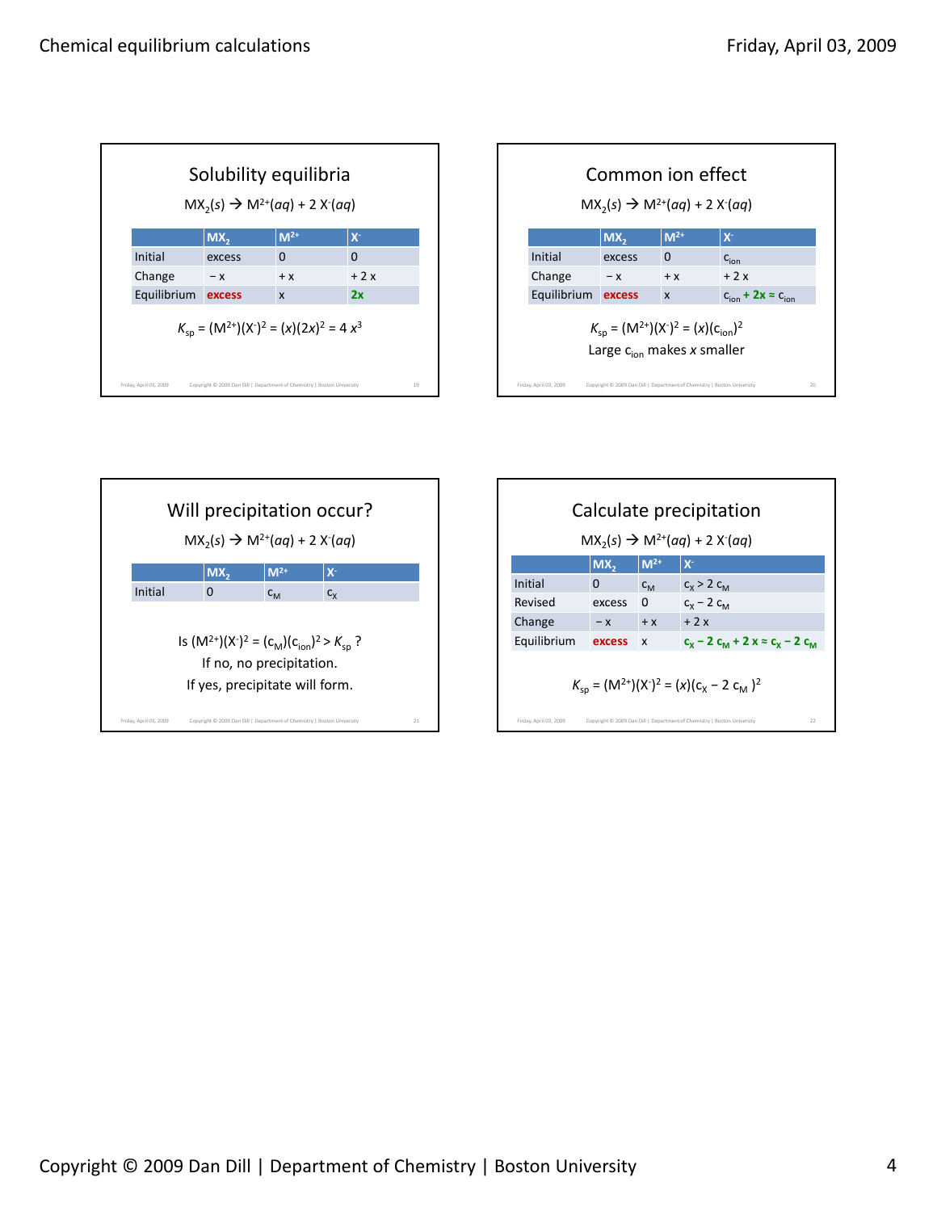## Solubility equilibria

$MX_2(s) \rightarrow M^{2+}(aq) + 2\,X^-(aq)$

| | $MX_2$ | $M^{2+}$ | $X^-$ |
|---|---|---|---|
| Initial | excess | 0 | 0 |
| Change | − x | + x | + 2 x |
| Equilibrium | **excess** | x | **2x** |

$K_{sp} = (M^{2+})(X^-)^2 = (x)(2x)^2 = 4\,x^3$

## Common ion effect

$MX_2(s) \rightarrow M^{2+}(aq) + 2\,X^-(aq)$

| | $MX_2$ | $M^{2+}$ | $X^-$ |
|---|---|---|---|
| Initial | excess | 0 | $c_{ion}$ |
| Change | − x | + x | + 2 x |
| Equilibrium | **excess** | x | $c_{ion}$ **+ 2x** $\approx c_{ion}$ |

$K_{sp} = (M^{2+})(X^-)^2 = (x)(c_{ion})^2$

Large $c_{ion}$ makes $x$ smaller

## Will precipitation occur?

$MX_2(s) \rightarrow M^{2+}(aq) + 2\,X^-(aq)$

| | $MX_2$ | $M^{2+}$ | $X^-$ |
|---|---|---|---|
| Initial | 0 | $c_M$ | $c_X$ |

Is $(M^{2+})(X^-)^2 = (c_M)(c_{ion})^2 > K_{sp}$ ?

If no, no precipitation.

If yes, precipitate will form.

## Calculate precipitation

$MX_2(s) \rightarrow M^{2+}(aq) + 2\,X^-(aq)$

| | $MX_2$ | $M^{2+}$ | $X^-$ |
|---|---|---|---|
| Initial | 0 | $c_M$ | $c_X > 2\,c_M$ |
| Revised | excess | 0 | $c_X - 2\,c_M$ |
| Change | − x | + x | + 2 x |
| Equilibrium | **excess** | x | $c_X - 2\,c_M + 2\,x \approx c_X - 2\,c_M$ |

$K_{sp} = (M^{2+})(X^-)^2 = (x)(c_X - 2\,c_M)^2$